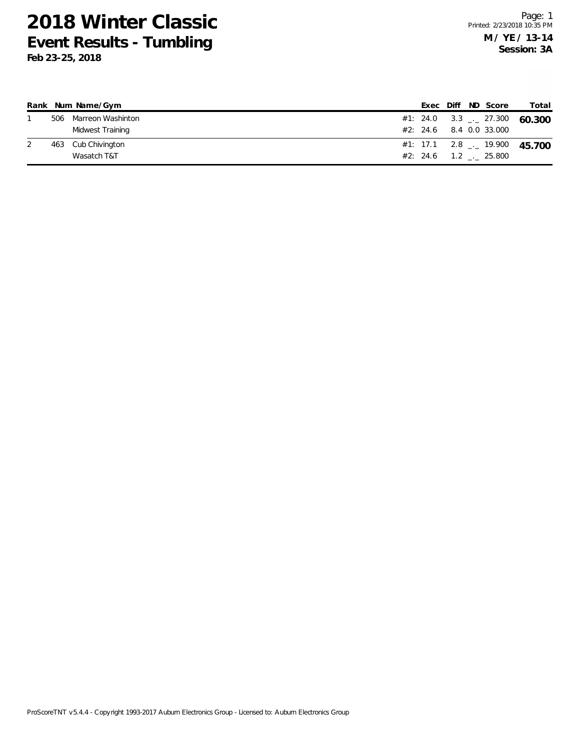# 2018 Winter Classic

## Event Results - Tumbling

**Feb 23-25, 2018**

Printed: 2/23/2018 10:35 PM

**M / YE / 13-14**

**Session: 3A**

| Rank | Num | Name/Gym | | Exec | Diff | ND | Score | Total |
|---|---|---|---|---|---|---|---|---|
| 1 | 506 | Marreon Washinton | #1: | 24.0 | 3.3 | _._ | 27.300 | **60.300** |
| | | Midwest Training | #2: | 24.6 | 8.4 | 0.0 | 33.000 | |
| 2 | 463 | Cub Chivington | #1: | 17.1 | 2.8 | _._ | 19.900 | **45.700** |
| | | Wasatch T&T | #2: | 24.6 | 1.2 | _._ | 25.800 | |

ProScoreTNT v5.4.4 - Copyright 1993-2017 Auburn Electronics Group - Licensed to: Auburn Electronics Group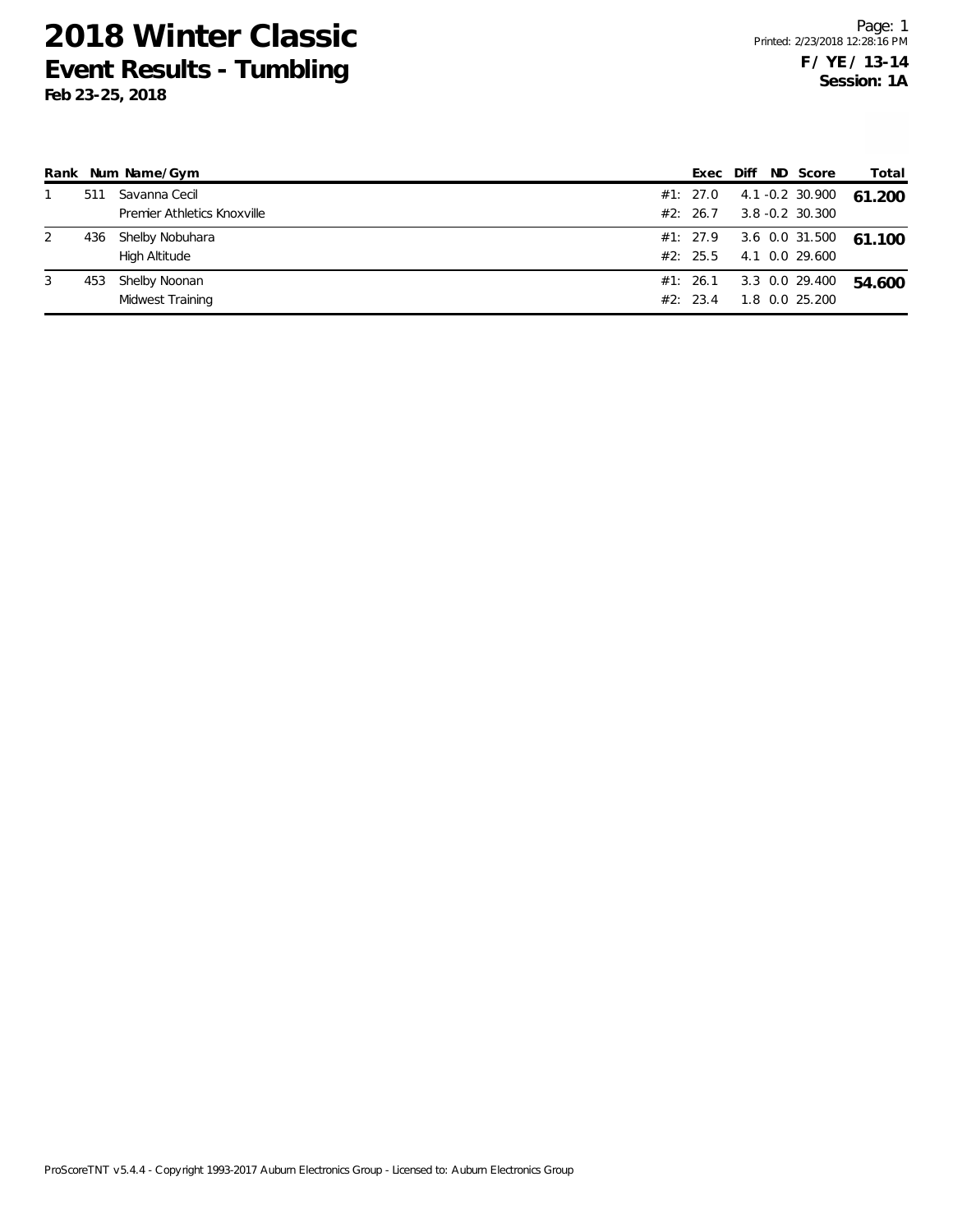# 2018 Winter Classic
## Event Results - Tumbling
**Feb 23-25, 2018**

**F / YE / 13-14**
**Session: 1A**

| Rank | Num | Name/Gym | | Exec | Diff | ND | Score | Total |
|---|---|---|---|---|---|---|---|---|
| 1 | 511 | Savanna Cecil | #1: | 27.0 | 4.1 | -0.2 | 30.900 | **61.200** |
| | | Premier Athletics Knoxville | #2: | 26.7 | 3.8 | -0.2 | 30.300 | |
| 2 | 436 | Shelby Nobuhara | #1: | 27.9 | 3.6 | 0.0 | 31.500 | **61.100** |
| | | High Altitude | #2: | 25.5 | 4.1 | 0.0 | 29.600 | |
| 3 | 453 | Shelby Noonan | #1: | 26.1 | 3.3 | 0.0 | 29.400 | **54.600** |
| | | Midwest Training | #2: | 23.4 | 1.8 | 0.0 | 25.200 | |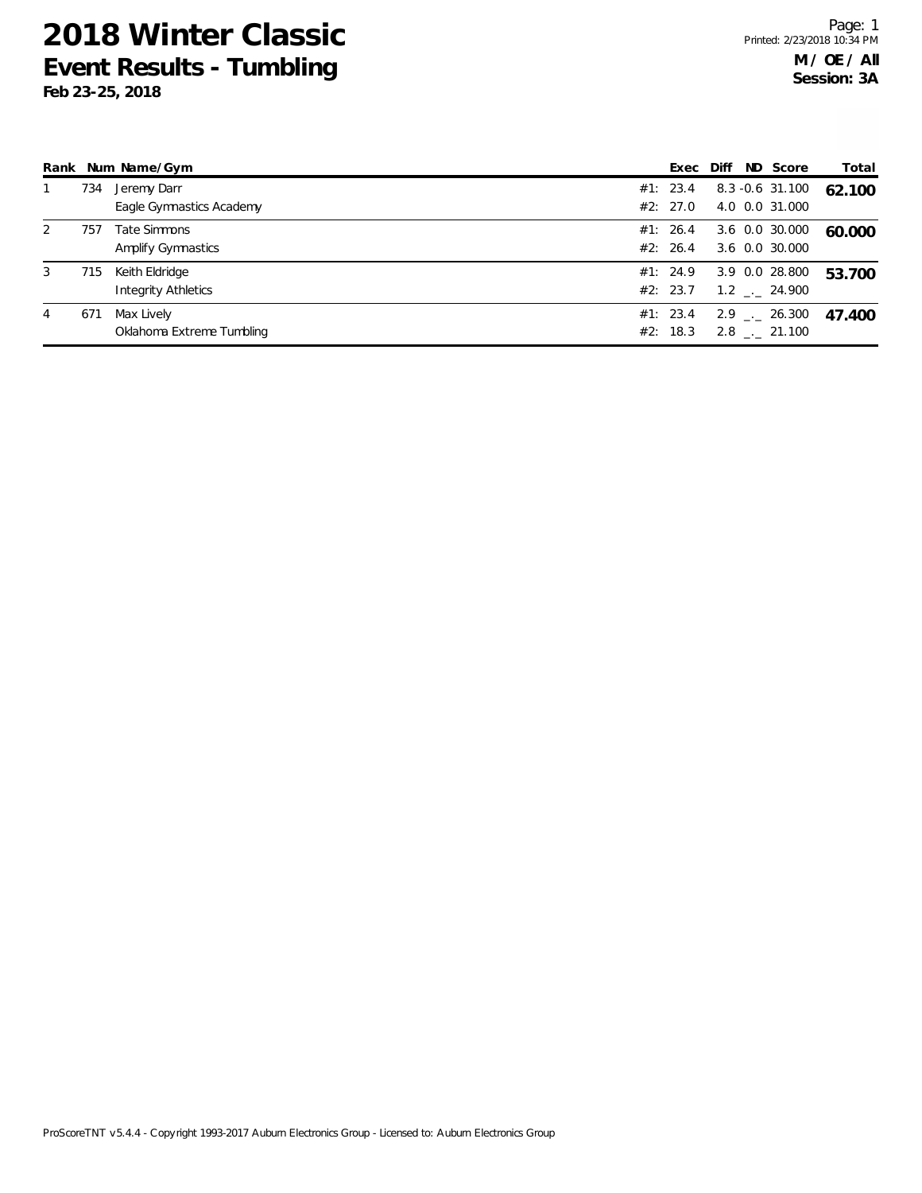# 2018 Winter Classic

## Event Results - Tumbling

**Feb 23-25, 2018**

Printed: 2/23/2018 10:34 PM

**M / OE / All**
**Session: 3A**

| Rank | Num | Name/Gym | | Exec | Diff | ND | Score | Total |
|---|---|---|---|---|---|---|---|---|
| 1 | 734 | Jeremy Darr | #1: | 23.4 | 8.3 | -0.6 | 31.100 | **62.100** |
| | | Eagle Gymnastics Academy | #2: | 27.0 | 4.0 | 0.0 | 31.000 | |
| 2 | 757 | Tate Simmons | #1: | 26.4 | 3.6 | 0.0 | 30.000 | **60.000** |
| | | Amplify Gymnastics | #2: | 26.4 | 3.6 | 0.0 | 30.000 | |
| 3 | 715 | Keith Eldridge | #1: | 24.9 | 3.9 | 0.0 | 28.800 | **53.700** |
| | | Integrity Athletics | #2: | 23.7 | 1.2 | _._ | 24.900 | |
| 4 | 671 | Max Lively | #1: | 23.4 | 2.9 | _._ | 26.300 | **47.400** |
| | | Oklahoma Extreme Tumbling | #2: | 18.3 | 2.8 | _._ | 21.100 | |

ProScoreTNT v5.4.4 - Copyright 1993-2017 Auburn Electronics Group - Licensed to: Auburn Electronics Group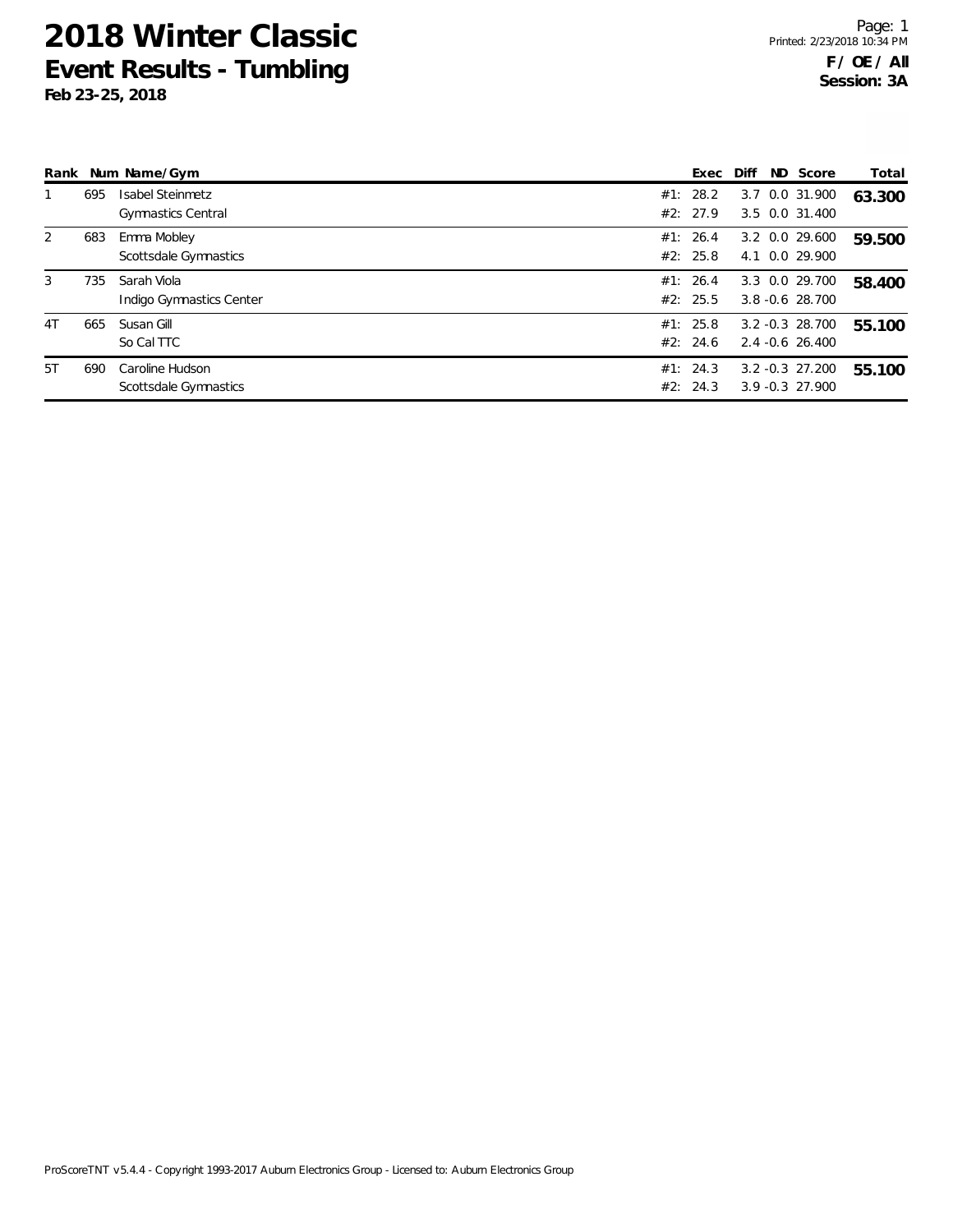# 2018 Winter Classic

## Event Results - Tumbling

**Feb 23-25, 2018**

Printed: 2/23/2018 10:34 PM

**F / OE / All**
**Session: 3A**

| Rank | Num | Name/Gym | | Exec | Diff | ND | Score | Total |
|---|---|---|---|---|---|---|---|---|
| 1 | 695 | Isabel Steinmetz | #1: | 28.2 | 3.7 | 0.0 | 31.900 | **63.300** |
| | | Gymnastics Central | #2: | 27.9 | 3.5 | 0.0 | 31.400 | |
| 2 | 683 | Emma Mobley | #1: | 26.4 | 3.2 | 0.0 | 29.600 | **59.500** |
| | | Scottsdale Gymnastics | #2: | 25.8 | 4.1 | 0.0 | 29.900 | |
| 3 | 735 | Sarah Viola | #1: | 26.4 | 3.3 | 0.0 | 29.700 | **58.400** |
| | | Indigo Gymnastics Center | #2: | 25.5 | 3.8 | -0.6 | 28.700 | |
| 4T | 665 | Susan Gill | #1: | 25.8 | 3.2 | -0.3 | 28.700 | **55.100** |
| | | So Cal TTC | #2: | 24.6 | 2.4 | -0.6 | 26.400 | |
| 5T | 690 | Caroline Hudson | #1: | 24.3 | 3.2 | -0.3 | 27.200 | **55.100** |
| | | Scottsdale Gymnastics | #2: | 24.3 | 3.9 | -0.3 | 27.900 | |

ProScoreTNT v5.4.4 - Copyright 1993-2017 Auburn Electronics Group - Licensed to: Auburn Electronics Group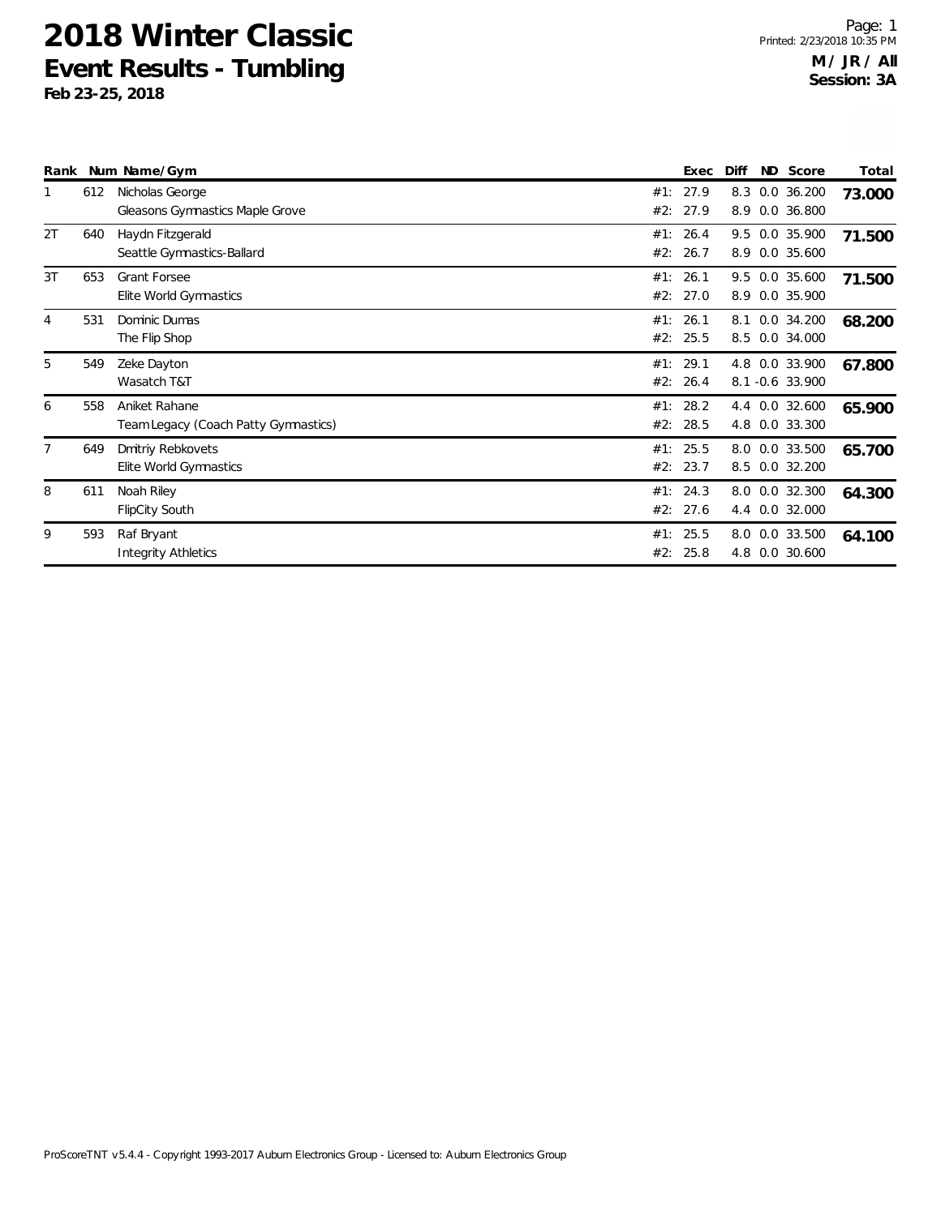# 2018 Winter Classic

## Event Results - Tumbling

**Feb 23-25, 2018**

Page: 1
Printed: 2/23/2018 10:35 PM

**M / JR / All**
**Session: 3A**

| Rank | Num | Name/Gym | | Exec | Diff | ND | Score | Total |
|---|---|---|---|---|---|---|---|---|
| 1 | 612 | Nicholas George | #1: | 27.9 | 8.3 | 0.0 | 36.200 | **73.000** |
| | | Gleasons Gymnastics Maple Grove | #2: | 27.9 | 8.9 | 0.0 | 36.800 | |
| 2T | 640 | Haydn Fitzgerald | #1: | 26.4 | 9.5 | 0.0 | 35.900 | **71.500** |
| | | Seattle Gymnastics-Ballard | #2: | 26.7 | 8.9 | 0.0 | 35.600 | |
| 3T | 653 | Grant Forsee | #1: | 26.1 | 9.5 | 0.0 | 35.600 | **71.500** |
| | | Elite World Gymnastics | #2: | 27.0 | 8.9 | 0.0 | 35.900 | |
| 4 | 531 | Dominic Dumas | #1: | 26.1 | 8.1 | 0.0 | 34.200 | **68.200** |
| | | The Flip Shop | #2: | 25.5 | 8.5 | 0.0 | 34.000 | |
| 5 | 549 | Zeke Dayton | #1: | 29.1 | 4.8 | 0.0 | 33.900 | **67.800** |
| | | Wasatch T&T | #2: | 26.4 | 8.1 | -0.6 | 33.900 | |
| 6 | 558 | Aniket Rahane | #1: | 28.2 | 4.4 | 0.0 | 32.600 | **65.900** |
| | | Team Legacy (Coach Patty Gymnastics) | #2: | 28.5 | 4.8 | 0.0 | 33.300 | |
| 7 | 649 | Dmitriy Rebkovets | #1: | 25.5 | 8.0 | 0.0 | 33.500 | **65.700** |
| | | Elite World Gymnastics | #2: | 23.7 | 8.5 | 0.0 | 32.200 | |
| 8 | 611 | Noah Riley | #1: | 24.3 | 8.0 | 0.0 | 32.300 | **64.300** |
| | | FlipCity South | #2: | 27.6 | 4.4 | 0.0 | 32.000 | |
| 9 | 593 | Raf Bryant | #1: | 25.5 | 8.0 | 0.0 | 33.500 | **64.100** |
| | | Integrity Athletics | #2: | 25.8 | 4.8 | 0.0 | 30.600 | |

ProScoreTNT v5.4.4 - Copyright 1993-2017 Auburn Electronics Group - Licensed to: Auburn Electronics Group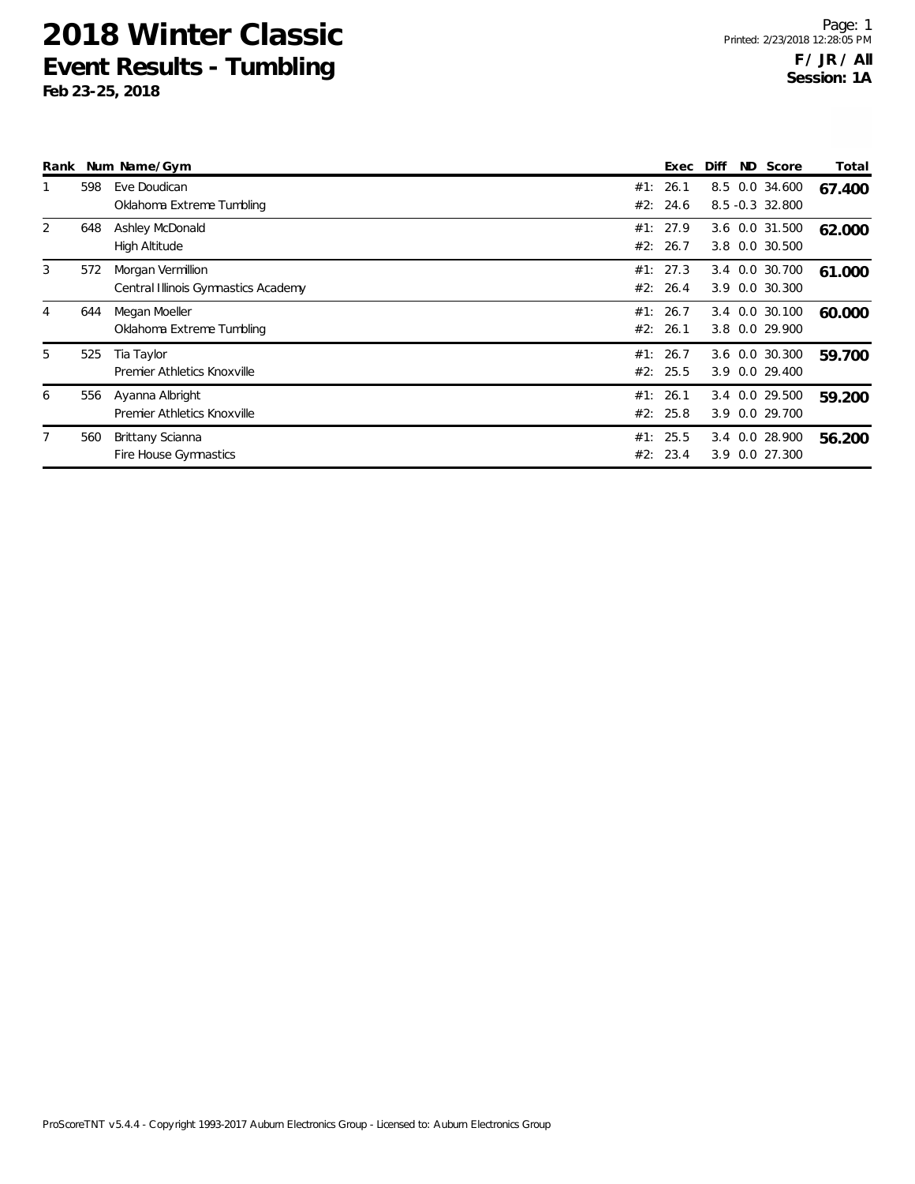# 2018 Winter Classic

## Event Results - Tumbling

**Feb 23-25, 2018**

Printed: 2/23/2018 12:28:05 PM

**F / JR / All**
**Session: 1A**

| Rank | Num | Name/Gym | | Exec | Diff | ND | Score | Total |
|---|---|---|---|---|---|---|---|---|
| 1 | 598 | Eve Doudican | #1: | 26.1 | 8.5 | 0.0 | 34.600 | **67.400** |
| | | Oklahoma Extreme Tumbling | #2: | 24.6 | 8.5 | -0.3 | 32.800 | |
| 2 | 648 | Ashley McDonald | #1: | 27.9 | 3.6 | 0.0 | 31.500 | **62.000** |
| | | High Altitude | #2: | 26.7 | 3.8 | 0.0 | 30.500 | |
| 3 | 572 | Morgan Vermillion | #1: | 27.3 | 3.4 | 0.0 | 30.700 | **61.000** |
| | | Central Illinois Gymnastics Academy | #2: | 26.4 | 3.9 | 0.0 | 30.300 | |
| 4 | 644 | Megan Moeller | #1: | 26.7 | 3.4 | 0.0 | 30.100 | **60.000** |
| | | Oklahoma Extreme Tumbling | #2: | 26.1 | 3.8 | 0.0 | 29.900 | |
| 5 | 525 | Tia Taylor | #1: | 26.7 | 3.6 | 0.0 | 30.300 | **59.700** |
| | | Premier Athletics Knoxville | #2: | 25.5 | 3.9 | 0.0 | 29.400 | |
| 6 | 556 | Ayanna Albright | #1: | 26.1 | 3.4 | 0.0 | 29.500 | **59.200** |
| | | Premier Athletics Knoxville | #2: | 25.8 | 3.9 | 0.0 | 29.700 | |
| 7 | 560 | Brittany Scianna | #1: | 25.5 | 3.4 | 0.0 | 28.900 | **56.200** |
| | | Fire House Gymnastics | #2: | 23.4 | 3.9 | 0.0 | 27.300 | |

ProScoreTNT v5.4.4 - Copyright 1993-2017 Auburn Electronics Group - Licensed to: Auburn Electronics Group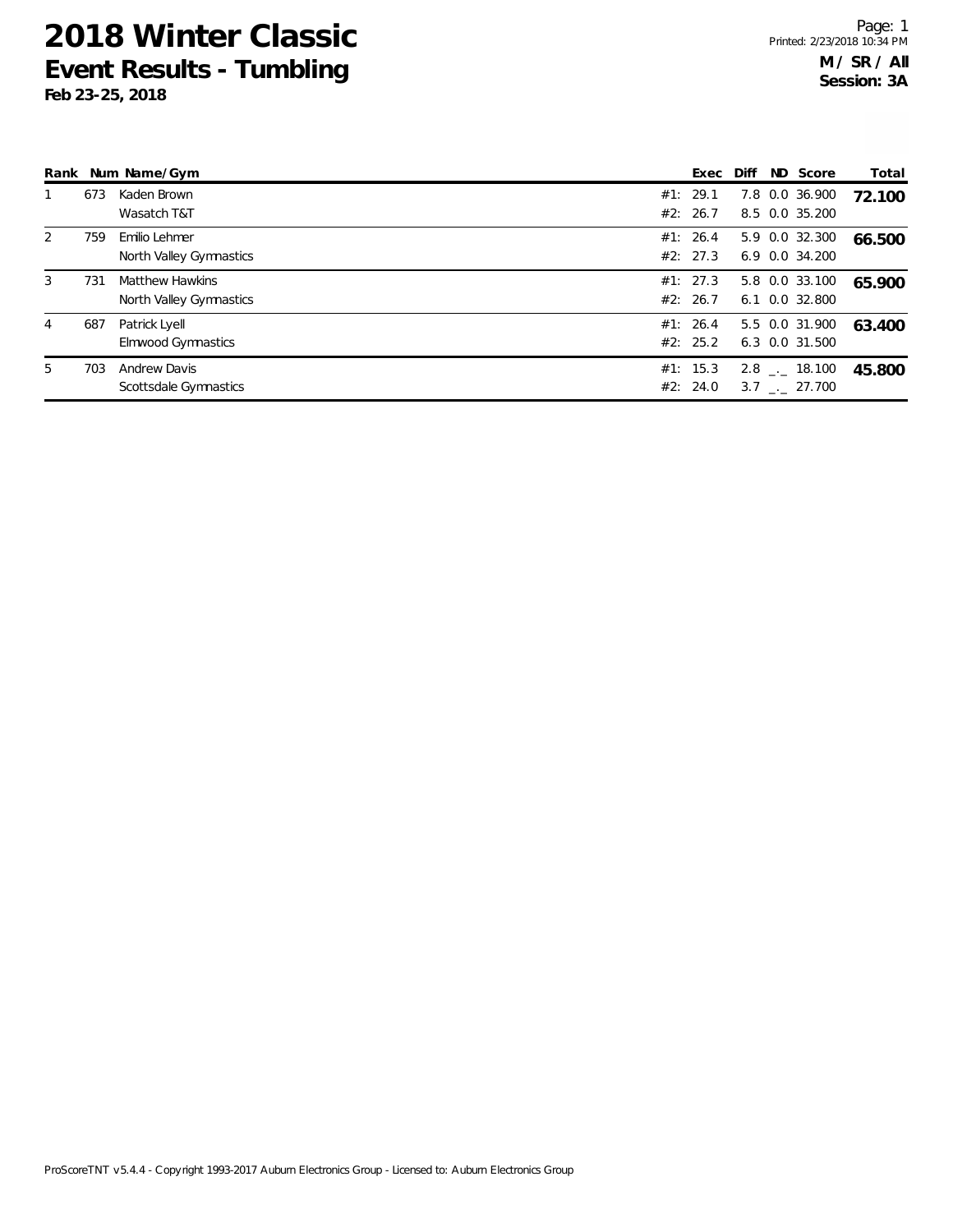# 2018 Winter Classic

## Event Results - Tumbling

**Feb 23-25, 2018**

**M / SR / All**
**Session: 3A**

| Rank | Num | Name/Gym | | Exec | Diff | ND | Score | Total |
|---|---|---|---|---|---|---|---|---|
| 1 | 673 | Kaden Brown | #1: | 29.1 | 7.8 | 0.0 | 36.900 | **72.100** |
| | | Wasatch T&T | #2: | 26.7 | 8.5 | 0.0 | 35.200 | |
| 2 | 759 | Emilio Lehmer | #1: | 26.4 | 5.9 | 0.0 | 32.300 | **66.500** |
| | | North Valley Gymnastics | #2: | 27.3 | 6.9 | 0.0 | 34.200 | |
| 3 | 731 | Matthew Hawkins | #1: | 27.3 | 5.8 | 0.0 | 33.100 | **65.900** |
| | | North Valley Gymnastics | #2: | 26.7 | 6.1 | 0.0 | 32.800 | |
| 4 | 687 | Patrick Lyell | #1: | 26.4 | 5.5 | 0.0 | 31.900 | **63.400** |
| | | Elmwood Gymnastics | #2: | 25.2 | 6.3 | 0.0 | 31.500 | |
| 5 | 703 | Andrew Davis | #1: | 15.3 | 2.8 | _._ | 18.100 | **45.800** |
| | | Scottsdale Gymnastics | #2: | 24.0 | 3.7 | _._ | 27.700 | |

ProScoreTNT v5.4.4 - Copyright 1993-2017 Auburn Electronics Group - Licensed to: Auburn Electronics Group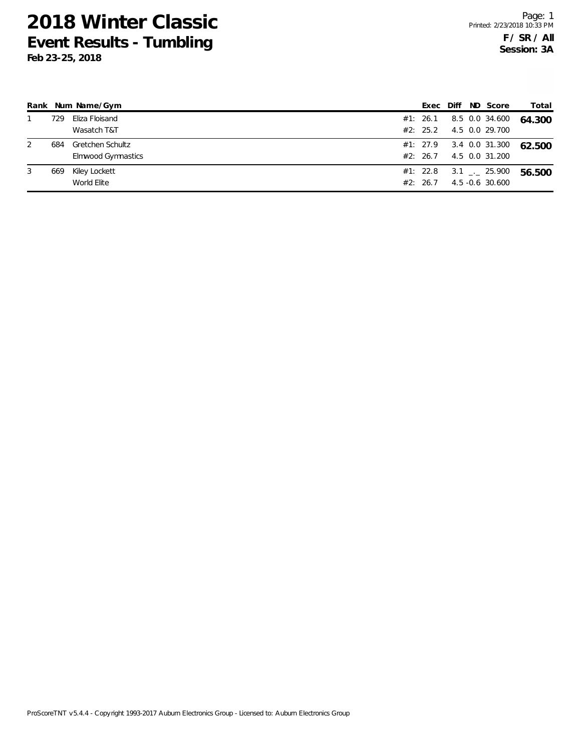# 2018 Winter Classic
## Event Results - Tumbling
**Feb 23-25, 2018**

Printed: 2/23/2018 10:33 PM
**F / SR / All**
**Session: 3A**

| Rank | Num | Name/Gym | | Exec | Diff | ND | Score | Total |
|---|---|---|---|---|---|---|---|---|
| 1 | 729 | Eliza Floisand | #1: | 26.1 | 8.5 | 0.0 | 34.600 | **64.300** |
| | | Wasatch T&T | #2: | 25.2 | 4.5 | 0.0 | 29.700 | |
| 2 | 684 | Gretchen Schultz | #1: | 27.9 | 3.4 | 0.0 | 31.300 | **62.500** |
| | | Elmwood Gymnastics | #2: | 26.7 | 4.5 | 0.0 | 31.200 | |
| 3 | 669 | Kiley Lockett | #1: | 22.8 | 3.1 | _._ | 25.900 | **56.500** |
| | | World Elite | #2: | 26.7 | 4.5 | -0.6 | 30.600 | |

ProScoreTNT v5.4.4 - Copyright 1993-2017 Auburn Electronics Group - Licensed to: Auburn Electronics Group